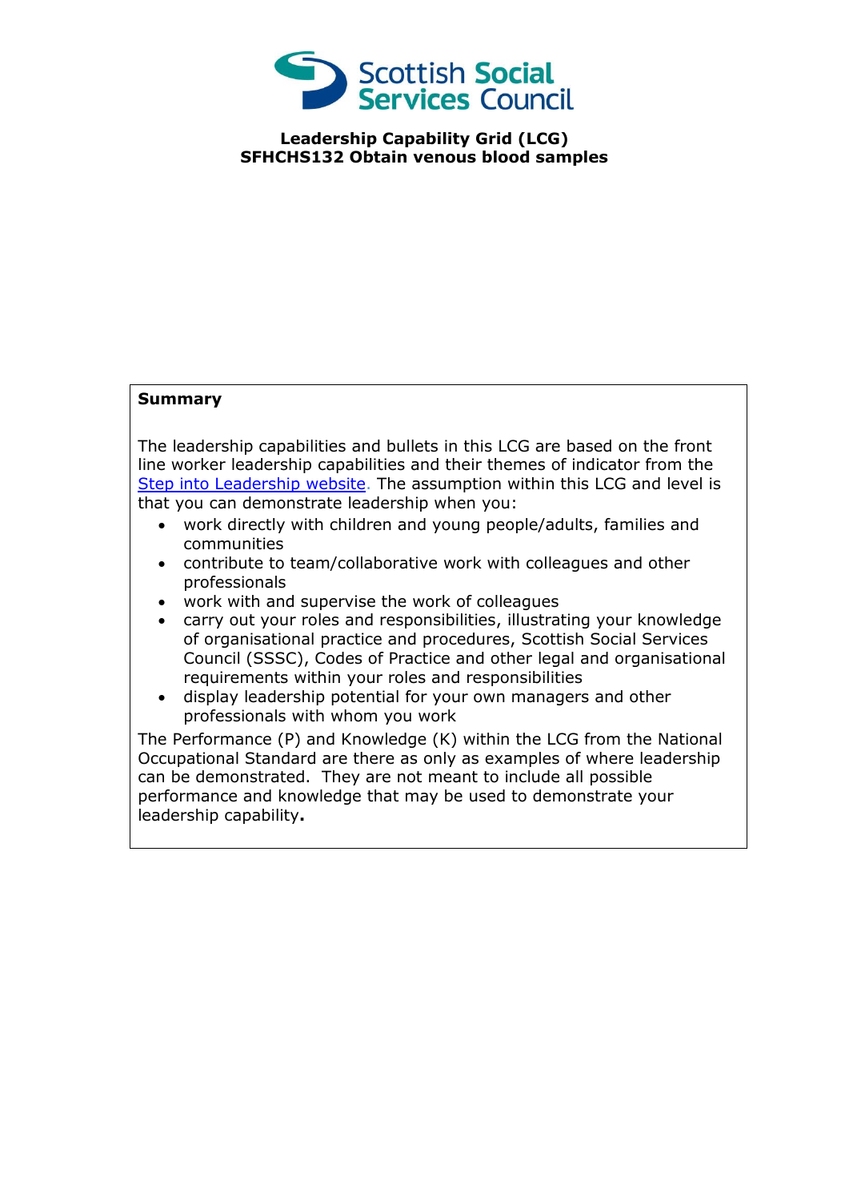Scottish Social Services Council

**Leadership Capability Grid (LCG)**
**SFHCHS132 Obtain venous blood samples**

**Summary**

The leadership capabilities and bullets in this LCG are based on the front line worker leadership capabilities and their themes of indicator from the [Step into Leadership website](). The assumption within this LCG and level is that you can demonstrate leadership when you:

- work directly with children and young people/adults, families and communities
- contribute to team/collaborative work with colleagues and other professionals
- work with and supervise the work of colleagues
- carry out your roles and responsibilities, illustrating your knowledge of organisational practice and procedures, Scottish Social Services Council (SSSC), Codes of Practice and other legal and organisational requirements within your roles and responsibilities
- display leadership potential for your own managers and other professionals with whom you work

The Performance (P) and Knowledge (K) within the LCG from the National Occupational Standard are there as only as examples of where leadership can be demonstrated. They are not meant to include all possible performance and knowledge that may be used to demonstrate your leadership capability.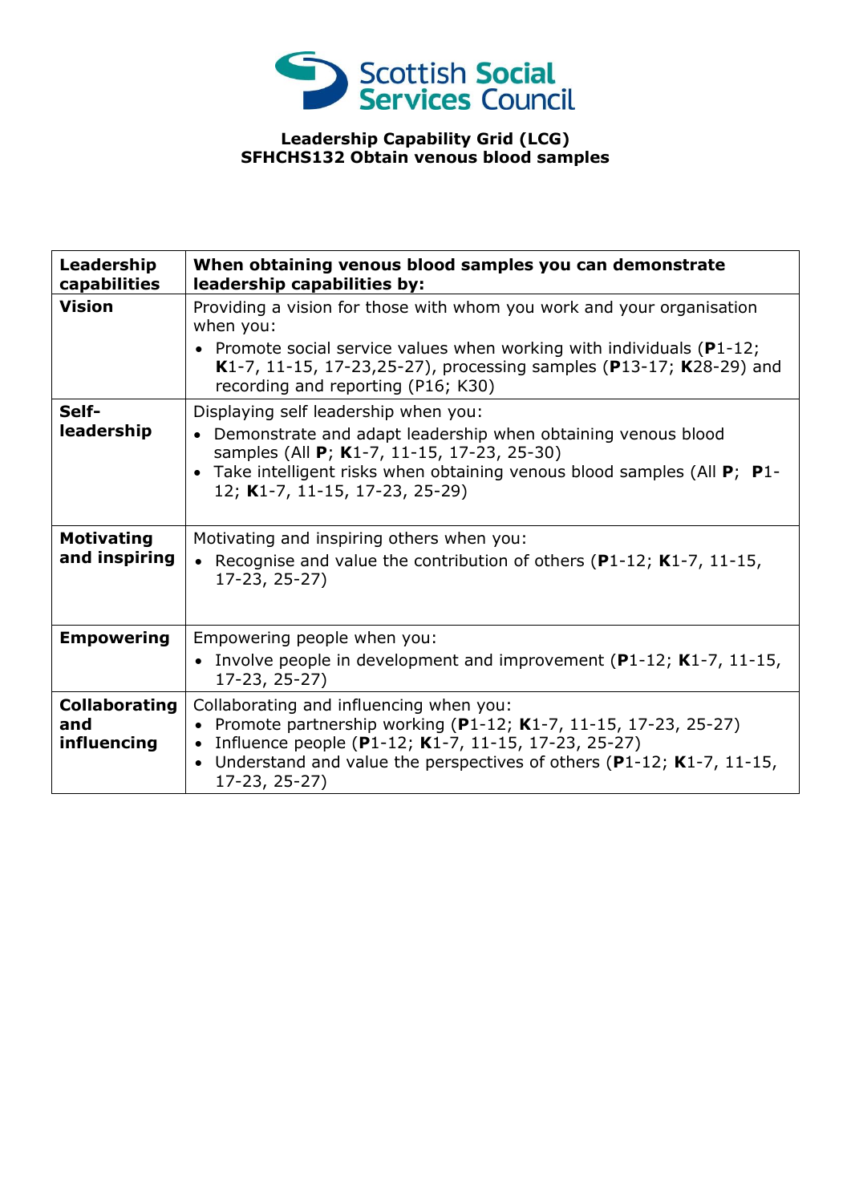Scottish Social Services Council

**Leadership Capability Grid (LCG)**
**SFHCHS132 Obtain venous blood samples**

| **Leadership capabilities** | **When obtaining venous blood samples you can demonstrate leadership capabilities by:** |
|---|---|
| **Vision** | Providing a vision for those with whom you work and your organisation when you:<br>• Promote social service values when working with individuals (**P**1-12; **K**1-7, 11-15, 17-23,25-27), processing samples (**P**13-17; **K**28-29) and recording and reporting (P16; K30) |
| **Self-leadership** | Displaying self leadership when you:<br>• Demonstrate and adapt leadership when obtaining venous blood samples (All **P**; **K**1-7, 11-15, 17-23, 25-30)<br>• Take intelligent risks when obtaining venous blood samples (All **P**; **P**1-12; **K**1-7, 11-15, 17-23, 25-29) |
| **Motivating and inspiring** | Motivating and inspiring others when you:<br>• Recognise and value the contribution of others (**P**1-12; **K**1-7, 11-15, 17-23, 25-27) |
| **Empowering** | Empowering people when you:<br>• Involve people in development and improvement (**P**1-12; **K**1-7, 11-15, 17-23, 25-27) |
| **Collaborating and influencing** | Collaborating and influencing when you:<br>• Promote partnership working (**P**1-12; **K**1-7, 11-15, 17-23, 25-27)<br>• Influence people (**P**1-12; **K**1-7, 11-15, 17-23, 25-27)<br>• Understand and value the perspectives of others (**P**1-12; **K**1-7, 11-15, 17-23, 25-27) |